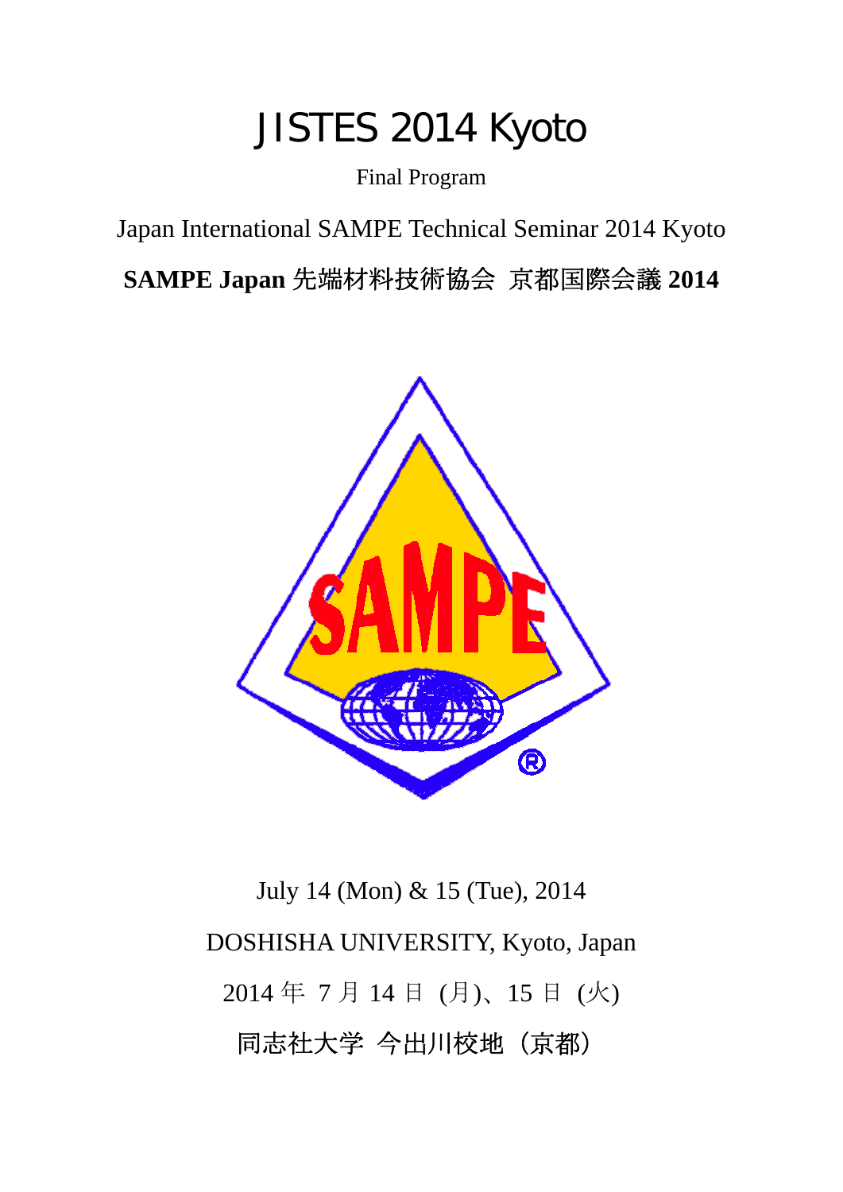# JISTES 2014 Kyoto

Final Program

Japan International SAMPE Technical Seminar 2014 Kyoto

**SAMPE Japan 先端材料技術協会 京都国際会議 2014**

July 14 (Mon) & 15 (Tue), 2014

DOSHISHA UNIVERSITY, Kyoto, Japan

2014 年 7 月 14 日 (月)、15 日 (火)

同志社大学 今出川校地（京都）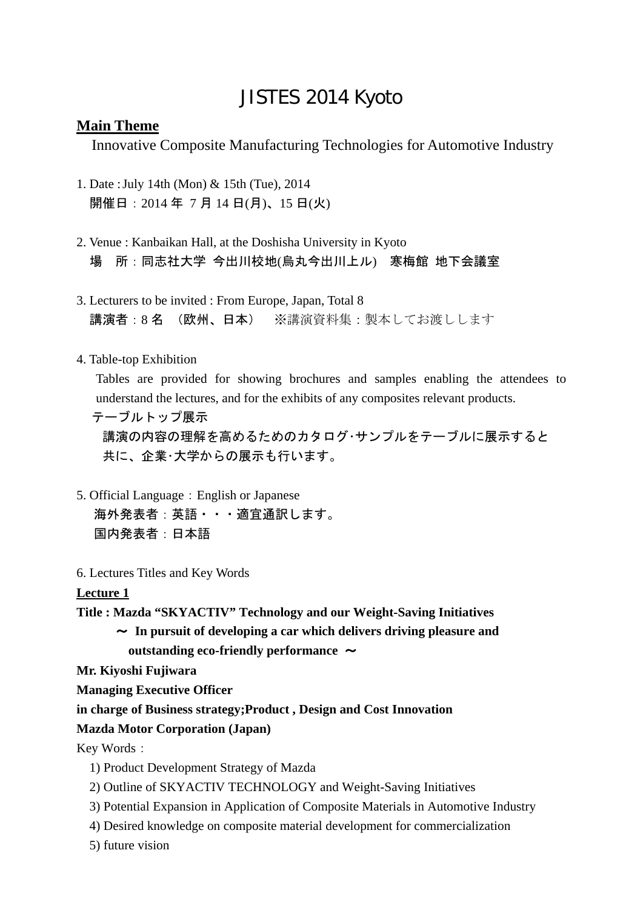# JISTES 2014 Kyoto

## Main Theme

Innovative Composite Manufacturing Technologies for Automotive Industry

1. Date : July 14th (Mon) & 15th (Tue), 2014
   開催日：2014 年 7 月 14 日(月)、15 日(火)

2. Venue : Kanbaikan Hall, at the Doshisha University in Kyoto
   場　所：同志社大学 今出川校地(烏丸今出川上ル)　寒梅館 地下会議室

3. Lecturers to be invited : From Europe, Japan, Total 8
   講演者：8 名 （欧州、日本）　※講演資料集：製本してお渡しします

4. Table-top Exhibition
   Tables are provided for showing brochures and samples enabling the attendees to understand the lectures, and for the exhibits of any composites relevant products.
   テーブルトップ展示
   講演の内容の理解を高めるためのカタログ･サンプルをテーブルに展示すると共に、企業･大学からの展示も行います。

5. Official Language：English or Japanese
   海外発表者：英語・・・適宜通訳します。
   国内発表者：日本語

6. Lectures Titles and Key Words

**Lecture 1**

**Title : Mazda “SKYACTIV” Technology and our Weight-Saving Initiatives**
**～ In pursuit of developing a car which delivers driving pleasure and outstanding eco-friendly performance ～**

**Mr. Kiyoshi Fujiwara**
**Managing Executive Officer**
**in charge of Business strategy;Product , Design and Cost Innovation**
**Mazda Motor Corporation (Japan)**

Key Words：

1) Product Development Strategy of Mazda
2) Outline of SKYACTIV TECHNOLOGY and Weight-Saving Initiatives
3) Potential Expansion in Application of Composite Materials in Automotive Industry
4) Desired knowledge on composite material development for commercialization
5) future vision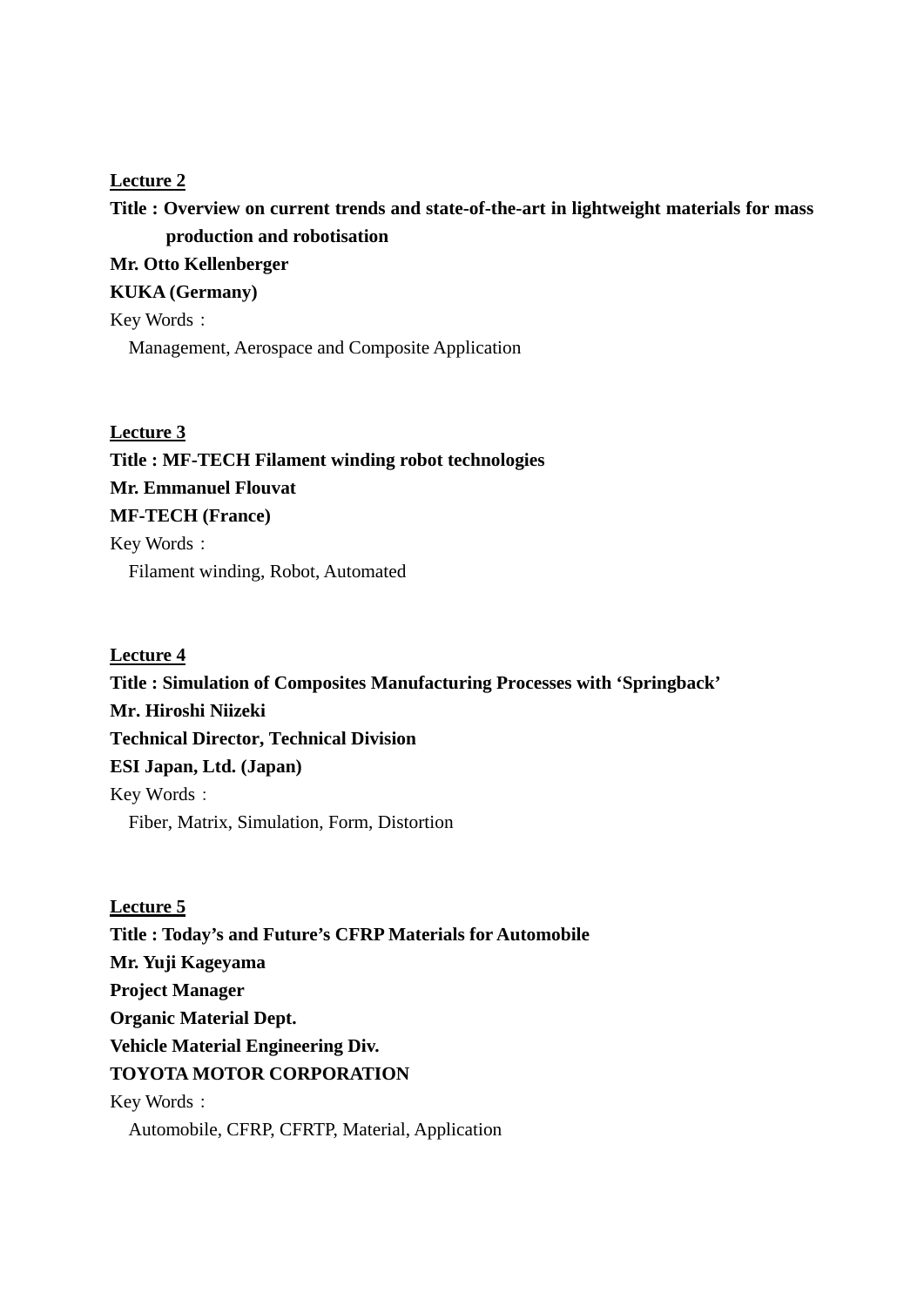**<u>Lecture 2</u>**

**Title : Overview on current trends and state-of-the-art in lightweight materials for mass production and robotisation**

**Mr. Otto Kellenberger**

**KUKA (Germany)**

Key Words：

Management, Aerospace and Composite Application

**<u>Lecture 3</u>**

**Title : MF-TECH Filament winding robot technologies**

**Mr. Emmanuel Flouvat**

**MF-TECH (France)**

Key Words：

Filament winding, Robot, Automated

**<u>Lecture 4</u>**

**Title : Simulation of Composites Manufacturing Processes with 'Springback'**

**Mr. Hiroshi Niizeki**

**Technical Director, Technical Division**

**ESI Japan, Ltd. (Japan)**

Key Words：

Fiber, Matrix, Simulation, Form, Distortion

**<u>Lecture 5</u>**

**Title : Today's and Future's CFRP Materials for Automobile**

**Mr. Yuji Kageyama**

**Project Manager**

**Organic Material Dept.**

**Vehicle Material Engineering Div.**

**TOYOTA MOTOR CORPORATION**

Key Words：

Automobile, CFRP, CFRTP, Material, Application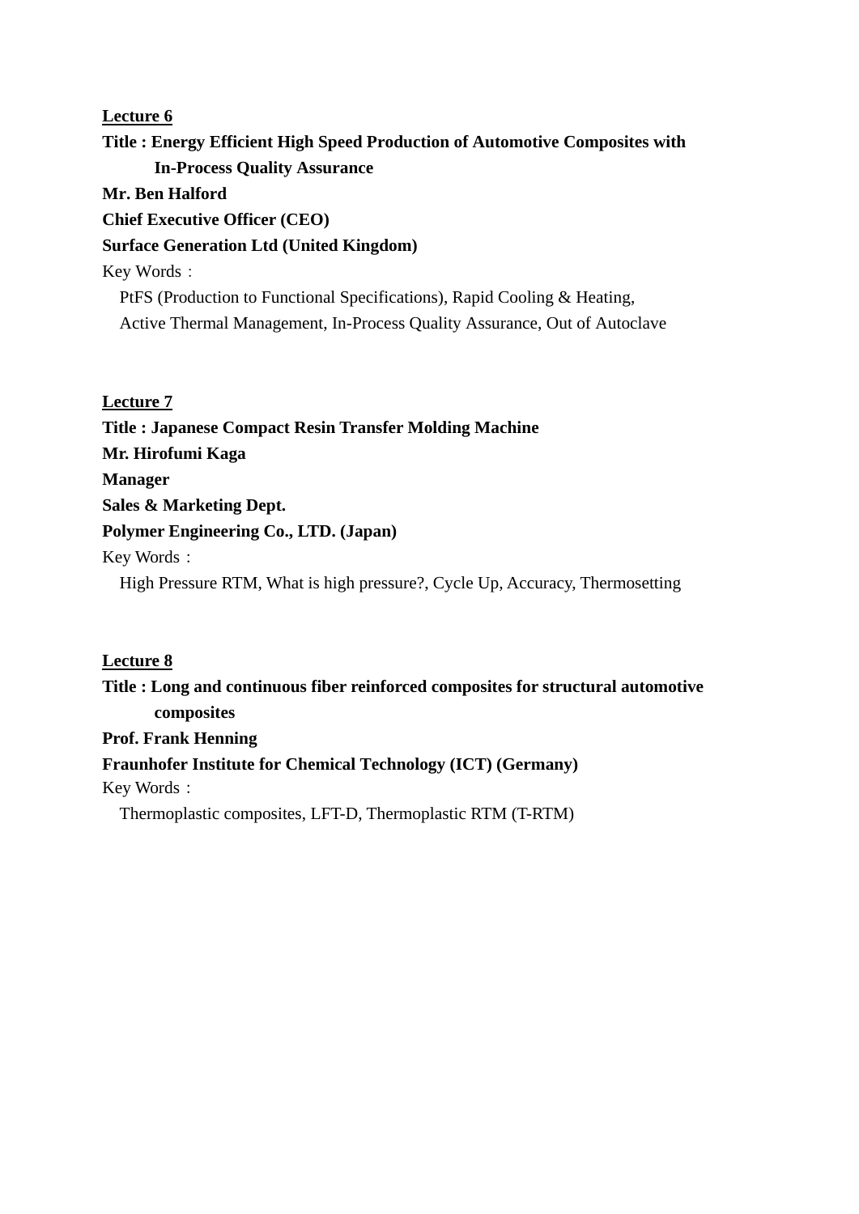**<u>Lecture 6</u>**

**Title : Energy Efficient High Speed Production of Automotive Composites with In-Process Quality Assurance**

**Mr. Ben Halford**

**Chief Executive Officer (CEO)**

**Surface Generation Ltd (United Kingdom)**

Key Words：

PtFS (Production to Functional Specifications), Rapid Cooling & Heating, Active Thermal Management, In-Process Quality Assurance, Out of Autoclave

**<u>Lecture 7</u>**

**Title : Japanese Compact Resin Transfer Molding Machine**

**Mr. Hirofumi Kaga**

**Manager**

**Sales & Marketing Dept.**

**Polymer Engineering Co., LTD. (Japan)**

Key Words：

High Pressure RTM, What is high pressure?, Cycle Up, Accuracy, Thermosetting

**<u>Lecture 8</u>**

**Title : Long and continuous fiber reinforced composites for structural automotive composites**

**Prof. Frank Henning**

**Fraunhofer Institute for Chemical Technology (ICT) (Germany)**

Key Words：

Thermoplastic composites, LFT-D, Thermoplastic RTM (T-RTM)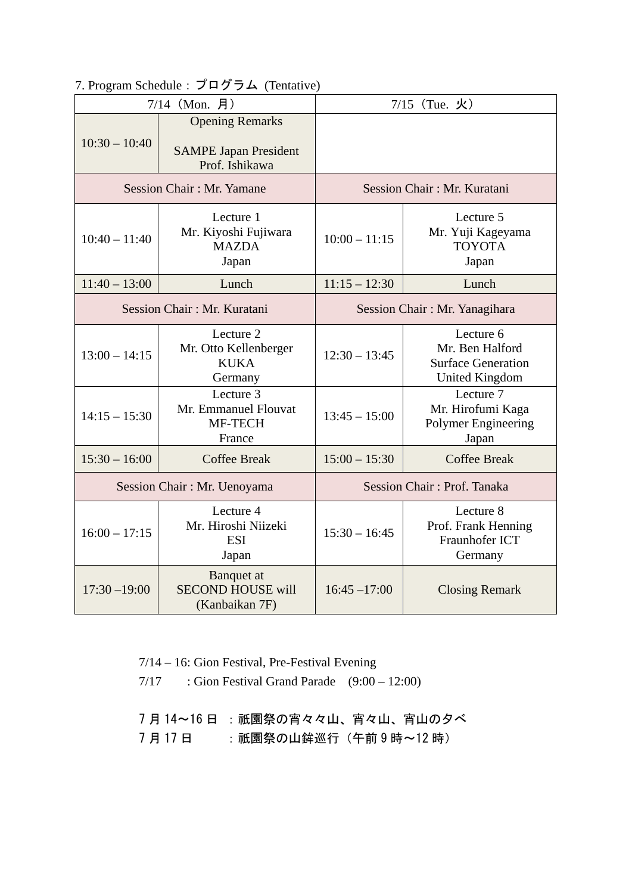7. Program Schedule：プログラム (Tentative)

| 7/14（Mon. 月） | | 7/15（Tue. 火） | |
|---|---|---|---|
| 10:30 – 10:40 | Opening Remarks<br><br>SAMPE Japan President<br>Prof. Ishikawa | | |
| Session Chair : Mr. Yamane | | Session Chair : Mr. Kuratani | |
| 10:40 – 11:40 | Lecture 1<br>Mr. Kiyoshi Fujiwara<br>MAZDA<br>Japan | 10:00 – 11:15 | Lecture 5<br>Mr. Yuji Kageyama<br>TOYOTA<br>Japan |
| 11:40 – 13:00 | Lunch | 11:15 – 12:30 | Lunch |
| Session Chair : Mr. Kuratani | | Session Chair : Mr. Yanagihara | |
| 13:00 – 14:15 | Lecture 2<br>Mr. Otto Kellenberger<br>KUKA<br>Germany | 12:30 – 13:45 | Lecture 6<br>Mr. Ben Halford<br>Surface Generation<br>United Kingdom |
| 14:15 – 15:30 | Lecture 3<br>Mr. Emmanuel Flouvat<br>MF-TECH<br>France | 13:45 – 15:00 | Lecture 7<br>Mr. Hirofumi Kaga<br>Polymer Engineering<br>Japan |
| 15:30 – 16:00 | Coffee Break | 15:00 – 15:30 | Coffee Break |
| Session Chair : Mr. Uenoyama | | Session Chair : Prof. Tanaka | |
| 16:00 – 17:15 | Lecture 4<br>Mr. Hiroshi Niizeki<br>ESI<br>Japan | 15:30 – 16:45 | Lecture 8<br>Prof. Frank Henning<br>Fraunhofer ICT<br>Germany |
| 17:30 –19:00 | Banquet at<br>SECOND HOUSE will<br>(Kanbaikan 7F) | 16:45 –17:00 | Closing Remark |

7/14 – 16: Gion Festival, Pre-Festival Evening
7/17 : Gion Festival Grand Parade (9:00 – 12:00)

7月14〜16日 ：祇園祭の宵々々山、宵々山、宵山の夕べ
7月17日 ：祇園祭の山鉾巡行（午前9時〜12時）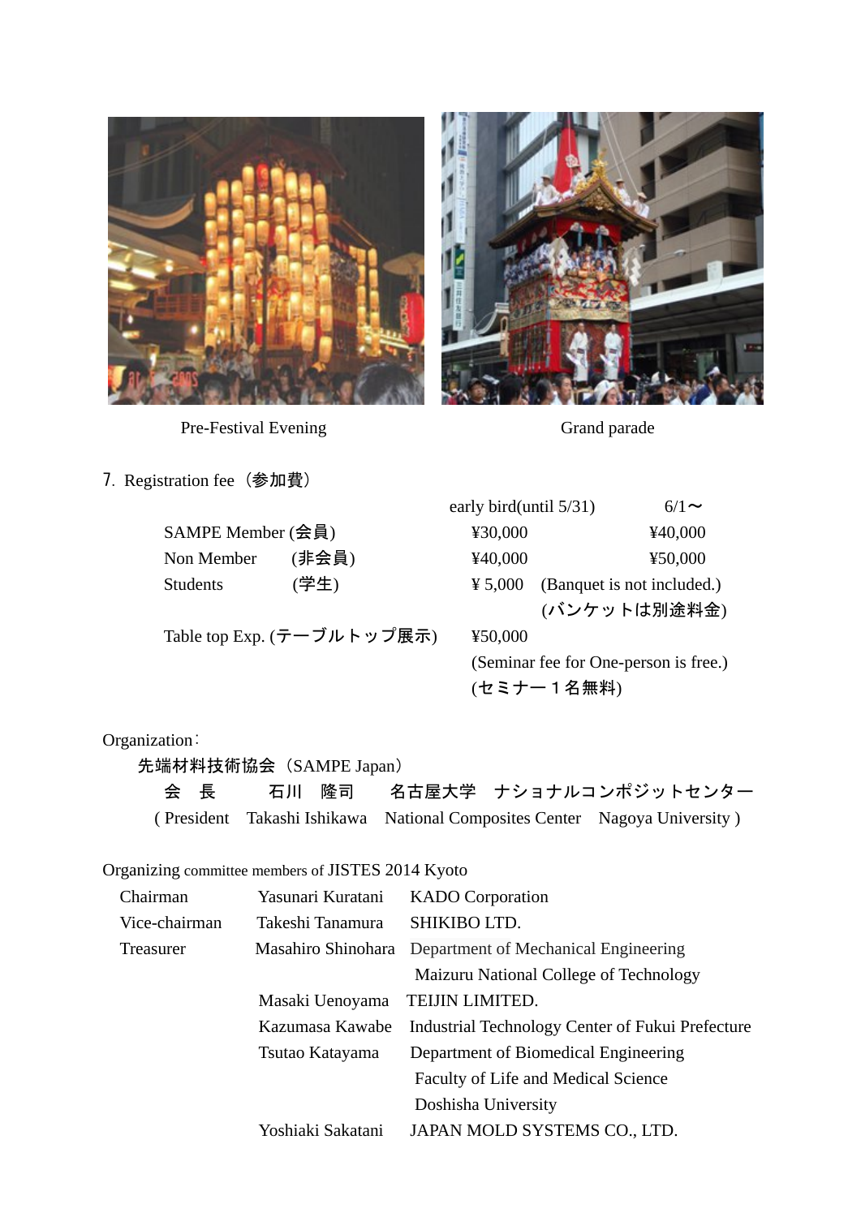Pre-Festival Evening

Grand parade

7. Registration fee（参加費）

| | early bird(until 5/31) | 6/1〜 |
|---|---|---|
| SAMPE Member (会員) | ¥30,000 | ¥40,000 |
| Non Member (非会員) | ¥40,000 | ¥50,000 |
| Students (学生) | ¥ 5,000 | (Banquet is not included.) (バンケットは別途料金) |
| Table top Exp. (テーブルトップ展示) | ¥50,000 (Seminar fee for One-person is free.) (セミナー１名無料) | |

Organization：

先端材料技術協会（SAMPE Japan）

会　長　　石川　隆司　　名古屋大学　ナショナルコンポジットセンター

( President　Takashi Ishikawa　National Composites Center　Nagoya University )

Organizing committee members of JISTES 2014 Kyoto

| | | |
|---|---|---|
| Chairman | Yasunari Kuratani | KADO Corporation |
| Vice-chairman | Takeshi Tanamura | SHIKIBO LTD. |
| Treasurer | Masahiro Shinohara | Department of Mechanical Engineering<br>Maizuru National College of Technology |
| | Masaki Uenoyama | TEIJIN LIMITED. |
| | Kazumasa Kawabe | Industrial Technology Center of Fukui Prefecture |
| | Tsutao Katayama | Department of Biomedical Engineering<br>Faculty of Life and Medical Science<br>Doshisha University |
| | Yoshiaki Sakatani | JAPAN MOLD SYSTEMS CO., LTD. |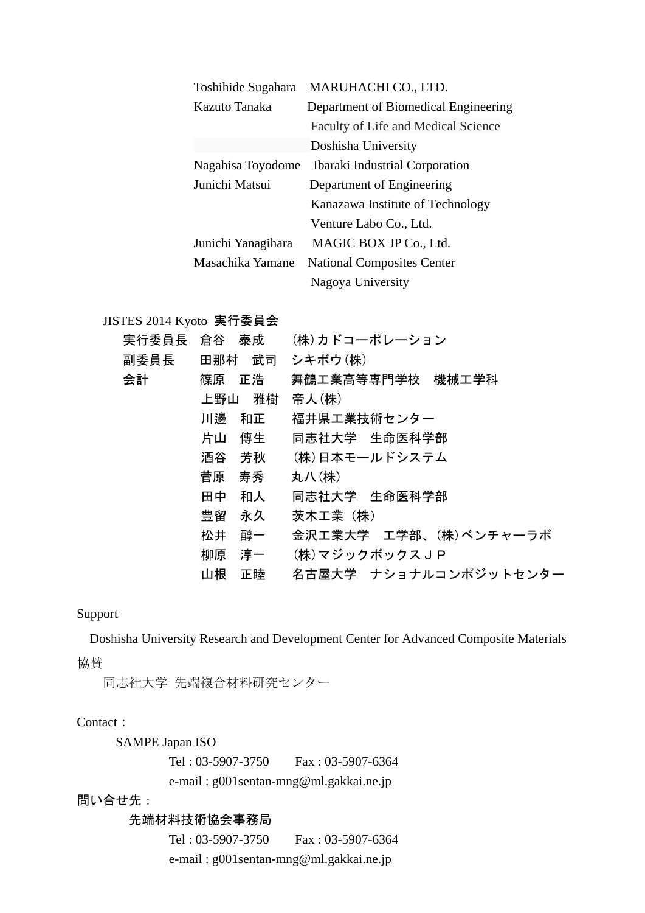| | |
|---|---|
| Toshihide Sugahara | MARUHACHI CO., LTD. |
| Kazuto Tanaka | Department of Biomedical Engineering |
| | Faculty of Life and Medical Science |
| | Doshisha University |
| Nagahisa Toyodome | Ibaraki Industrial Corporation |
| Junichi Matsui | Department of Engineering |
| | Kanazawa Institute of Technology |
| | Venture Labo Co., Ltd. |
| Junichi Yanagihara | MAGIC BOX JP Co., Ltd. |
| Masachika Yamane | National Composites Center |
| | Nagoya University |

JISTES 2014 Kyoto 実行委員会

| | | |
|---|---|---|
| 実行委員長 | 倉谷　泰成 | (株)カドコーポレーション |
| 副委員長 | 田那村　武司 | シキボウ(株) |
| 会計 | 篠原　正浩 | 舞鶴工業高等専門学校　機械工学科 |
| | 上野山　雅樹 | 帝人(株) |
| | 川邊　和正 | 福井県工業技術センター |
| | 片山　傳生 | 同志社大学　生命医科学部 |
| | 酒谷　芳秋 | (株)日本モールドシステム |
| | 菅原　寿秀 | 丸八(株) |
| | 田中　和人 | 同志社大学　生命医科学部 |
| | 豊留　永久 | 茨木工業（株） |
| | 松井　醇一 | 金沢工業大学　工学部、(株)ベンチャーラボ |
| | 柳原　淳一 | (株)マジックボックスＪＰ |
| | 山根　正睦 | 名古屋大学　ナショナルコンポジットセンター |

Support

Doshisha University Research and Development Center for Advanced Composite Materials

協賛

同志社大学 先端複合材料研究センター

Contact：

SAMPE Japan ISO

Tel : 03-5907-3750　　Fax : 03-5907-6364

e-mail : g001sentan-mng@ml.gakkai.ne.jp

問い合せ先：

先端材料技術協会事務局

Tel : 03-5907-3750　　Fax : 03-5907-6364

e-mail : g001sentan-mng@ml.gakkai.ne.jp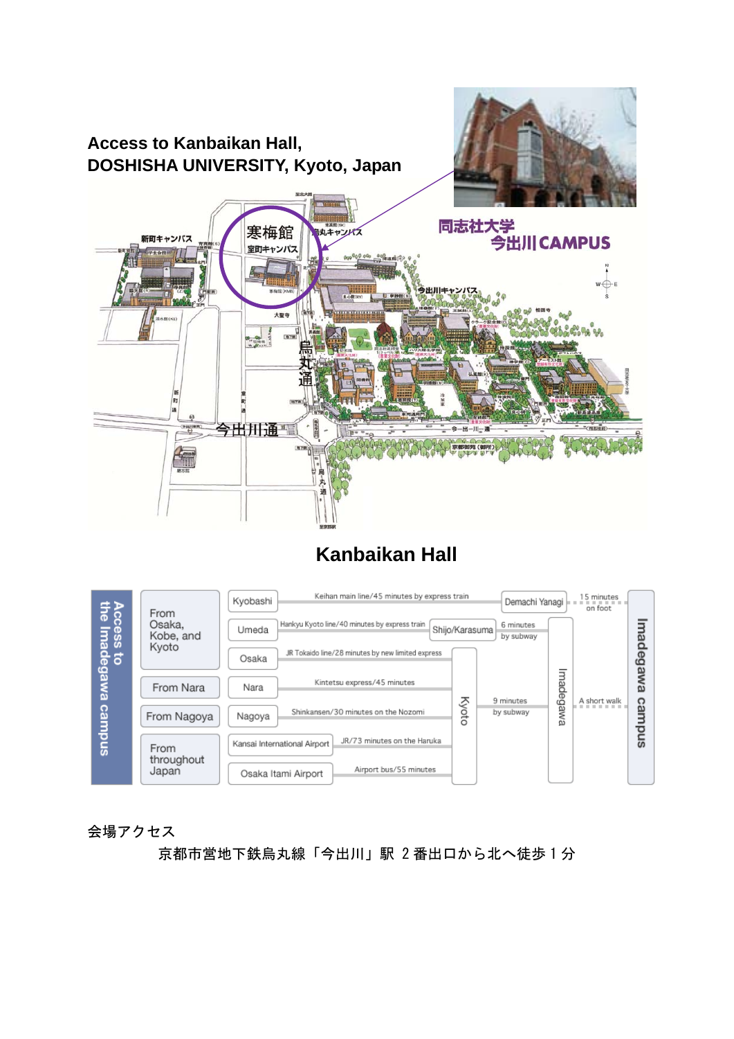# Access to Kanbaikan Hall, DOSHISHA UNIVERSITY, Kyoto, Japan

## Kanbaikan Hall

| Access to the Imadegawa campus | | | | | |
|---|---|---|---|---|---|
| From Osaka, Kobe, and Kyoto | Kyobashi | Keihan main line/45 minutes by express train | Demachi Yanagi | 15 minutes on foot | Imadegawa campus |
| | Umeda | Hankyu Kyoto line/40 minutes by express train | Shijo/Karasuma | 6 minutes by subway → Imadegawa | A short walk → Imadegawa campus |
| | Osaka | JR Tokaido line/28 minutes by new limited express | Kyoto | 9 minutes by subway → Imadegawa | A short walk → Imadegawa campus |
| From Nara | Nara | Kintetsu express/45 minutes | Kyoto | 9 minutes by subway → Imadegawa | A short walk → Imadegawa campus |
| From Nagoya | Nagoya | Shinkansen/30 minutes on the Nozomi | Kyoto | 9 minutes by subway → Imadegawa | A short walk → Imadegawa campus |
| From throughout Japan | Kansai International Airport | JR/73 minutes on the Haruka | Kyoto | 9 minutes by subway → Imadegawa | A short walk → Imadegawa campus |
| | Osaka Itami Airport | Airport bus/55 minutes | Kyoto | 9 minutes by subway → Imadegawa | A short walk → Imadegawa campus |

会場アクセス

京都市営地下鉄烏丸線「今出川」駅 2 番出口から北へ徒歩 1 分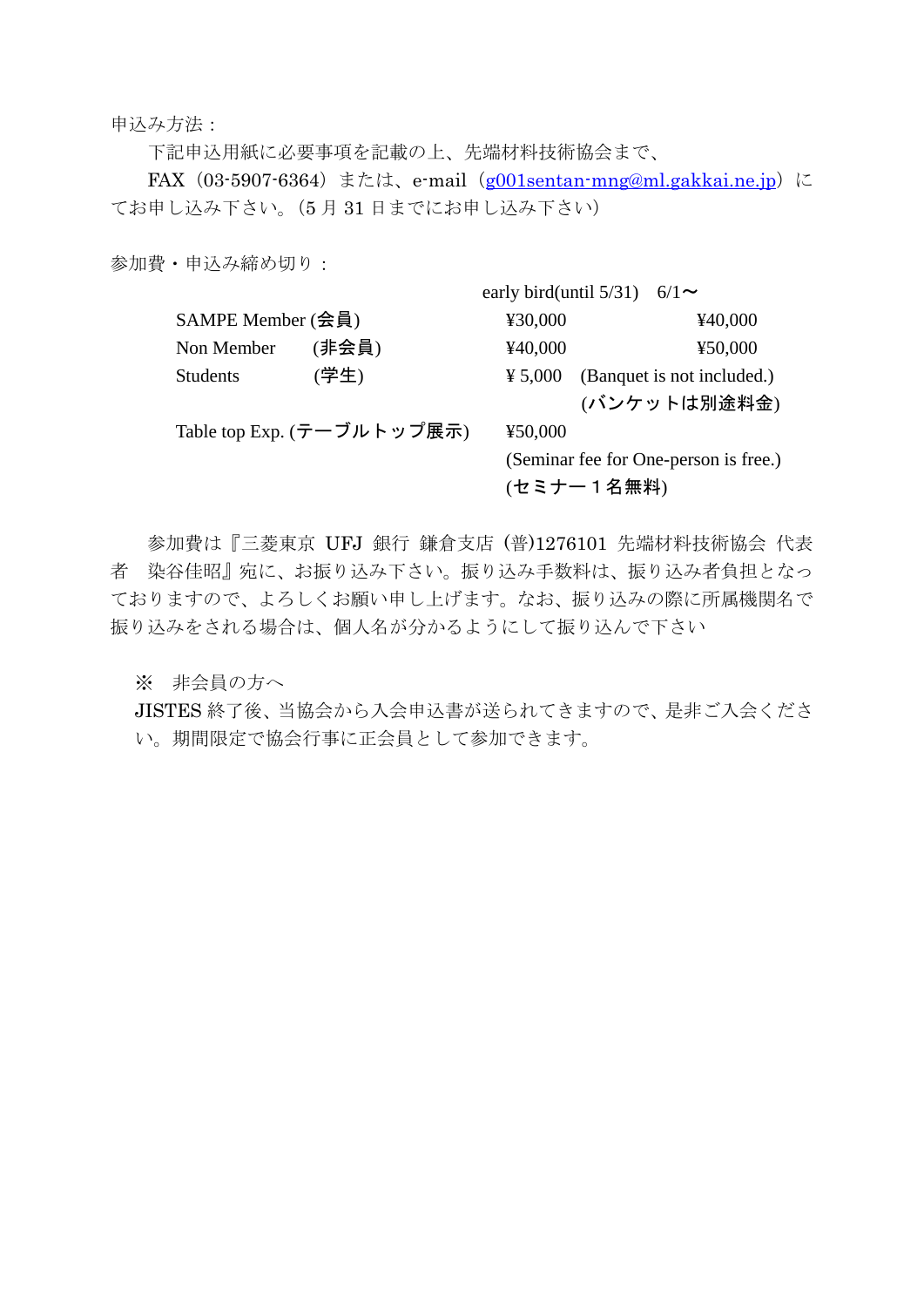申込み方法：

下記申込用紙に必要事項を記載の上、先端材料技術協会まで、

FAX（03-5907-6364）または、e-mail（g001sentan-mng@ml.gakkai.ne.jp）にてお申し込み下さい。（5 月 31 日までにお申し込み下さい）

参加費・申込み締め切り：

| | | early bird(until 5/31) | 6/1〜 |
|---|---|---|---|
| SAMPE Member | (会員) | ¥30,000 | ¥40,000 |
| Non Member | (非会員) | ¥40,000 | ¥50,000 |
| Students | (学生) | ¥ 5,000 | (Banquet is not included.)<br>(バンケットは別途料金) |
| Table top Exp. (テーブルトップ展示) | | ¥50,000<br>(Seminar fee for One-person is free.)<br>(セミナー１名無料) | |

参加費は『三菱東京 UFJ 銀行 鎌倉支店 (普)1276101 先端材料技術協会 代表者 染谷佳昭』宛に、お振り込み下さい。振り込み手数料は、振り込み者負担となっておりますので、よろしくお願い申し上げます。なお、振り込みの際に所属機関名で振り込みをされる場合は、個人名が分かるようにして振り込んで下さい

※ 非会員の方へ

JISTES 終了後、当協会から入会申込書が送られてきますので、是非ご入会ください。期間限定で協会行事に正会員として参加できます。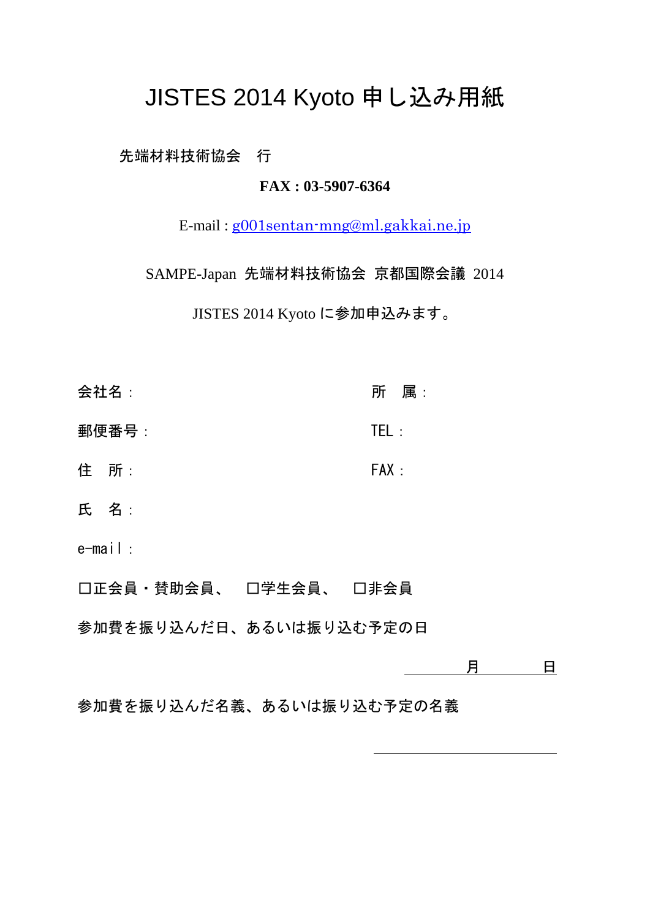# JISTES 2014 Kyoto 申し込み用紙

先端材料技術協会　行

**FAX : 03-5907-6364**

E-mail : g001sentan-mng@ml.gakkai.ne.jp

SAMPE-Japan 先端材料技術協会 京都国際会議 2014

JISTES 2014 Kyoto に参加申込みます。

会社名：　　　　　　　　　　　　　　所　属：

郵便番号：　　　　　　　　　　　　　TEL：

住　所：　　　　　　　　　　　　　　FAX：

氏　名：

e-mail：

□正会員・賛助会員、　□学生会員、　□非会員

参加費を振り込んだ日、あるいは振り込む予定の日

　　　　　月　　　　日

参加費を振り込んだ名義、あるいは振り込む予定の名義

\_\_\_\_\_\_\_\_\_\_\_\_\_\_\_\_\_\_\_\_